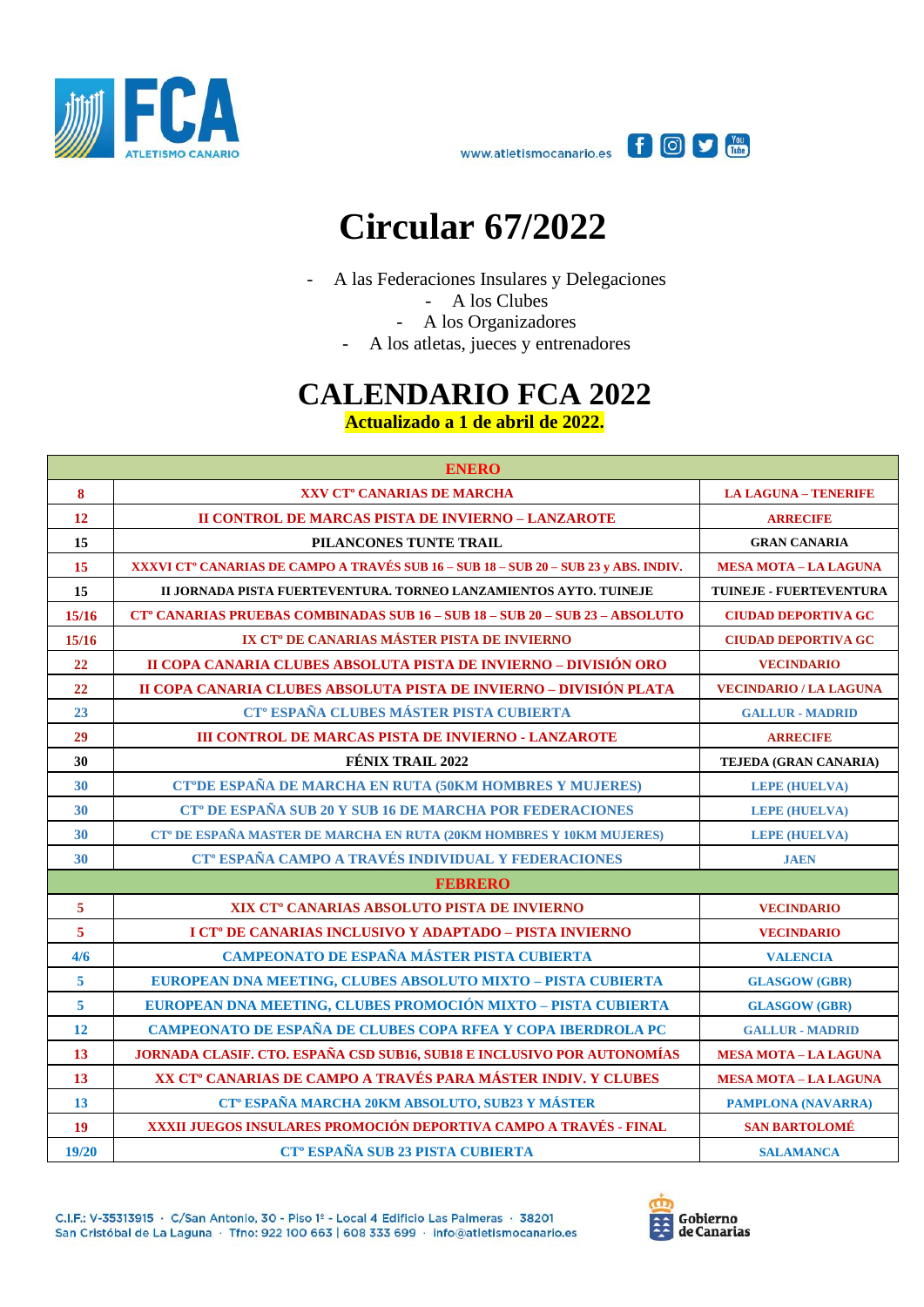# Circular 67/2022

- A las Federaciones Insulares y Delegaciones
- A los Clubes
- A los Organizadores
- A los atletas, jueces y entrenadores

# CALENDARIO FCA 2022

**Actualizado a 1 de abril de 2022.**

| ENERO | | |
|---|---|---|
| 8 | XXV CTº CANARIAS DE MARCHA | LA LAGUNA – TENERIFE |
| 12 | II CONTROL DE MARCAS PISTA DE INVIERNO – LANZAROTE | ARRECIFE |
| 15 | PILANCONES TUNTE TRAIL | GRAN CANARIA |
| 15 | XXXVI CTº CANARIAS DE CAMPO A TRAVÉS SUB 16 – SUB 18 – SUB 20 – SUB 23 y ABS. INDIV. | MESA MOTA – LA LAGUNA |
| 15 | II JORNADA PISTA FUERTEVENTURA. TORNEO LANZAMIENTOS AYTO. TUINEJE | TUINEJE - FUERTEVENTURA |
| 15/16 | CTº CANARIAS PRUEBAS COMBINADAS SUB 16 – SUB 18 – SUB 20 – SUB 23 – ABSOLUTO | CIUDAD DEPORTIVA GC |
| 15/16 | IX CTº DE CANARIAS MÁSTER PISTA DE INVIERNO | CIUDAD DEPORTIVA GC |
| 22 | II COPA CANARIA CLUBES ABSOLUTA PISTA DE INVIERNO – DIVISIÓN ORO | VECINDARIO |
| 22 | II COPA CANARIA CLUBES ABSOLUTA PISTA DE INVIERNO – DIVISIÓN PLATA | VECINDARIO / LA LAGUNA |
| 23 | CTº ESPAÑA CLUBES MÁSTER PISTA CUBIERTA | GALLUR - MADRID |
| 29 | III CONTROL DE MARCAS PISTA DE INVIERNO - LANZAROTE | ARRECIFE |
| 30 | FÉNIX TRAIL 2022 | TEJEDA (GRAN CANARIA) |
| 30 | CTºDE ESPAÑA DE MARCHA EN RUTA (50KM HOMBRES Y MUJERES) | LEPE (HUELVA) |
| 30 | CTº DE ESPAÑA SUB 20 Y SUB 16 DE MARCHA POR FEDERACIONES | LEPE (HUELVA) |
| 30 | CTº DE ESPAÑA MASTER DE MARCHA EN RUTA (20KM HOMBRES Y 10KM MUJERES) | LEPE (HUELVA) |
| 30 | CTº ESPAÑA CAMPO A TRAVÉS INDIVIDUAL Y FEDERACIONES | JAEN |
| **FEBRERO** | | |
| 5 | XIX CTº CANARIAS ABSOLUTO PISTA DE INVIERNO | VECINDARIO |
| 5 | I CTº DE CANARIAS INCLUSIVO Y ADAPTADO – PISTA INVIERNO | VECINDARIO |
| 4/6 | CAMPEONATO DE ESPAÑA MÁSTER PISTA CUBIERTA | VALENCIA |
| 5 | EUROPEAN DNA MEETING, CLUBES ABSOLUTO MIXTO – PISTA CUBIERTA | GLASGOW (GBR) |
| 5 | EUROPEAN DNA MEETING, CLUBES PROMOCIÓN MIXTO – PISTA CUBIERTA | GLASGOW (GBR) |
| 12 | CAMPEONATO DE ESPAÑA DE CLUBES COPA RFEA Y COPA IBERDROLA PC | GALLUR - MADRID |
| 13 | JORNADA CLASIF. CTO. ESPAÑA CSD SUB16, SUB18 E INCLUSIVO POR AUTONOMÍAS | MESA MOTA – LA LAGUNA |
| 13 | XX CTº CANARIAS DE CAMPO A TRAVÉS PARA MÁSTER INDIV. Y CLUBES | MESA MOTA – LA LAGUNA |
| 13 | CTº ESPAÑA MARCHA 20KM ABSOLUTO, SUB23 Y MÁSTER | PAMPLONA (NAVARRA) |
| 19 | XXXII JUEGOS INSULARES PROMOCIÓN DEPORTIVA CAMPO A TRAVÉS - FINAL | SAN BARTOLOMÉ |
| 19/20 | CTº ESPAÑA SUB 23 PISTA CUBIERTA | SALAMANCA |

C.I.F.: V-35313915 · C/San Antonio, 30 - Piso 1º - Local 4 Edificio Las Palmeras · 38201 San Cristóbal de La Laguna · Tfno: 922 100 663 | 608 333 699 · info@atletismocanario.es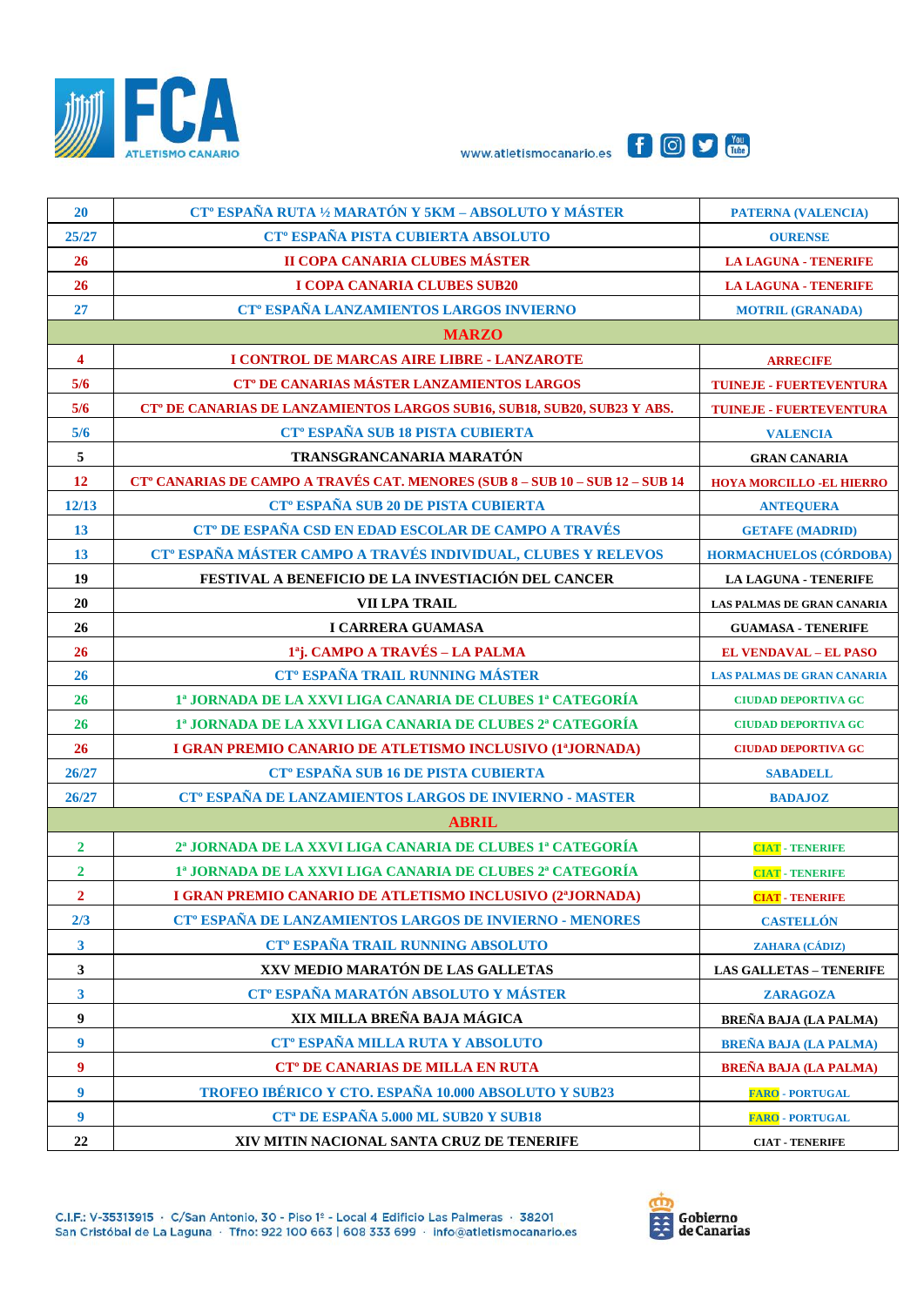| | | |
|---|---|---|
| 20 | CTº ESPAÑA RUTA ½ MARATÓN Y 5KM – ABSOLUTO Y MÁSTER | PATERNA (VALENCIA) |
| 25/27 | CTº ESPAÑA PISTA CUBIERTA ABSOLUTO | OURENSE |
| 26 | II COPA CANARIA CLUBES MÁSTER | LA LAGUNA - TENERIFE |
| 26 | I COPA CANARIA CLUBES SUB20 | LA LAGUNA - TENERIFE |
| 27 | CTº ESPAÑA LANZAMIENTOS LARGOS INVIERNO | MOTRIL (GRANADA) |
| | **MARZO** | |
| 4 | I CONTROL DE MARCAS AIRE LIBRE - LANZAROTE | ARRECIFE |
| 5/6 | CTº DE CANARIAS MÁSTER LANZAMIENTOS LARGOS | TUINEJE - FUERTEVENTURA |
| 5/6 | CTº DE CANARIAS DE LANZAMIENTOS LARGOS SUB16, SUB18, SUB20, SUB23 Y ABS. | TUINEJE - FUERTEVENTURA |
| 5/6 | CTº ESPAÑA SUB 18 PISTA CUBIERTA | VALENCIA |
| 5 | TRANSGRANCANARIA MARATÓN | GRAN CANARIA |
| 12 | CTº CANARIAS DE CAMPO A TRAVÉS CAT. MENORES (SUB 8 – SUB 10 – SUB 12 – SUB 14 | HOYA MORCILLO -EL HIERRO |
| 12/13 | CTº ESPAÑA SUB 20 DE PISTA CUBIERTA | ANTEQUERA |
| 13 | CTº DE ESPAÑA CSD EN EDAD ESCOLAR DE CAMPO A TRAVÉS | GETAFE (MADRID) |
| 13 | CTº ESPAÑA MÁSTER CAMPO A TRAVÉS INDIVIDUAL, CLUBES Y RELEVOS | HORMACHUELOS (CÓRDOBA) |
| 19 | FESTIVAL A BENEFICIO DE LA INVESTIACIÓN DEL CANCER | LA LAGUNA - TENERIFE |
| 20 | VII LPA TRAIL | LAS PALMAS DE GRAN CANARIA |
| 26 | I CARRERA GUAMASA | GUAMASA - TENERIFE |
| 26 | 1ªj. CAMPO A TRAVÉS – LA PALMA | EL VENDAVAL – EL PASO |
| 26 | CTº ESPAÑA TRAIL RUNNING MÁSTER | LAS PALMAS DE GRAN CANARIA |
| 26 | 1ª JORNADA DE LA XXVI LIGA CANARIA DE CLUBES 1ª CATEGORÍA | CIUDAD DEPORTIVA GC |
| 26 | 1ª JORNADA DE LA XXVI LIGA CANARIA DE CLUBES 2ª CATEGORÍA | CIUDAD DEPORTIVA GC |
| 26 | I GRAN PREMIO CANARIO DE ATLETISMO INCLUSIVO (1ªJORNADA) | CIUDAD DEPORTIVA GC |
| 26/27 | CTº ESPAÑA SUB 16 DE PISTA CUBIERTA | SABADELL |
| 26/27 | CTº ESPAÑA DE LANZAMIENTOS LARGOS DE INVIERNO - MASTER | BADAJOZ |
| | **ABRIL** | |
| 2 | 2ª JORNADA DE LA XXVI LIGA CANARIA DE CLUBES 1ª CATEGORÍA | CIAT - TENERIFE |
| 2 | 1ª JORNADA DE LA XXVI LIGA CANARIA DE CLUBES 2ª CATEGORÍA | CIAT - TENERIFE |
| 2 | I GRAN PREMIO CANARIO DE ATLETISMO INCLUSIVO (2ªJORNADA) | CIAT - TENERIFE |
| 2/3 | CTº ESPAÑA DE LANZAMIENTOS LARGOS DE INVIERNO - MENORES | CASTELLÓN |
| 3 | CTº ESPAÑA TRAIL RUNNING ABSOLUTO | ZAHARA (CÁDIZ) |
| 3 | XXV MEDIO MARATÓN DE LAS GALLETAS | LAS GALLETAS – TENERIFE |
| 3 | CTº ESPAÑA MARATÓN ABSOLUTO Y MÁSTER | ZARAGOZA |
| 9 | XIX MILLA BREÑA BAJA MÁGICA | BREÑA BAJA (LA PALMA) |
| 9 | CTº ESPAÑA MILLA RUTA Y ABSOLUTO | BREÑA BAJA (LA PALMA) |
| 9 | CTº DE CANARIAS DE MILLA EN RUTA | BREÑA BAJA (LA PALMA) |
| 9 | TROFEO IBÉRICO Y CTO. ESPAÑA 10.000 ABSOLUTO Y SUB23 | FARO - PORTUGAL |
| 9 | CTº DE ESPAÑA 5.000 ML SUB20 Y SUB18 | FARO - PORTUGAL |
| 22 | XIV MITIN NACIONAL SANTA CRUZ DE TENERIFE | CIAT - TENERIFE |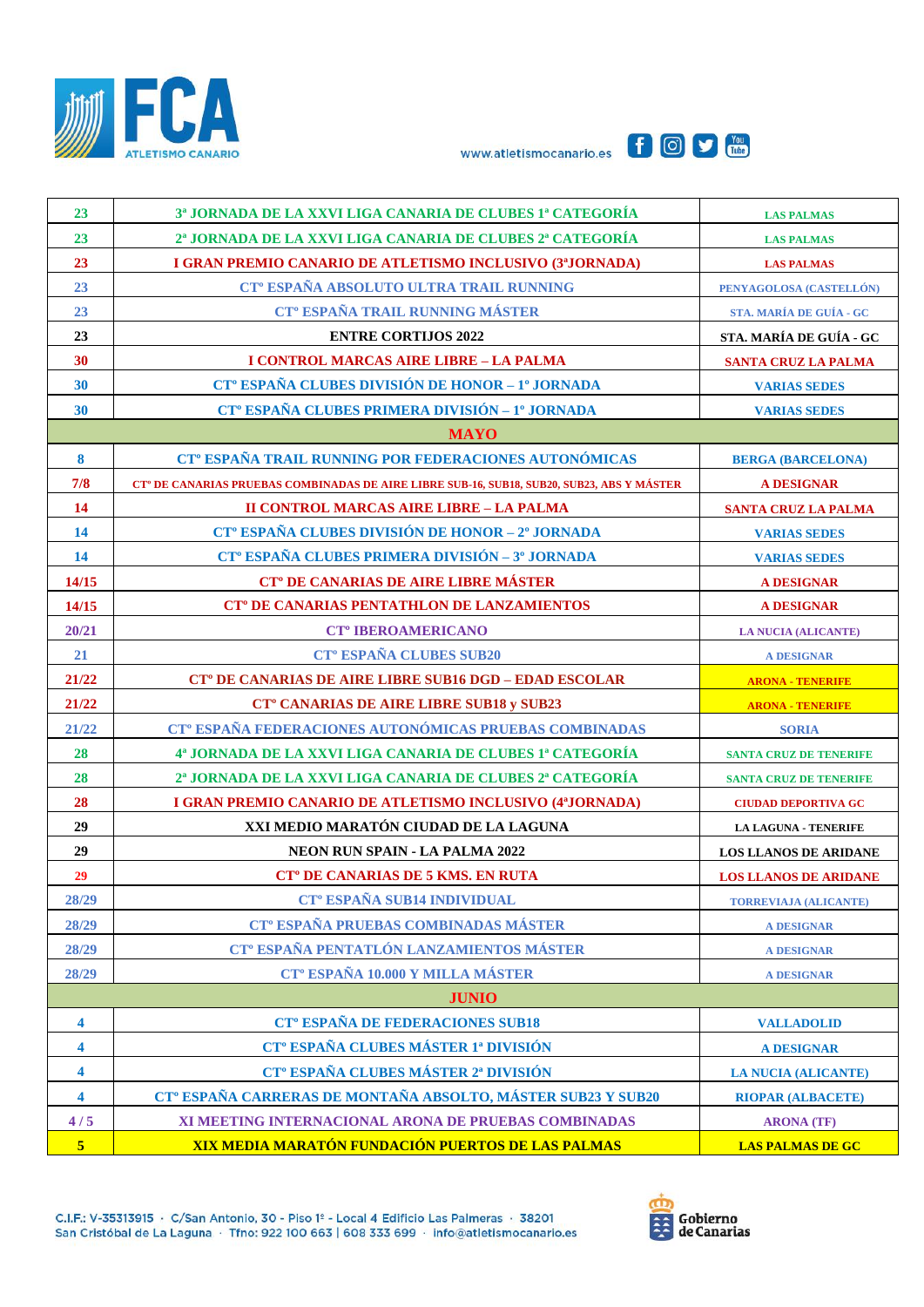| | | |
|---|---|---|
| 23 | 3ª JORNADA DE LA XXVI LIGA CANARIA DE CLUBES 1ª CATEGORÍA | LAS PALMAS |
| 23 | 2ª JORNADA DE LA XXVI LIGA CANARIA DE CLUBES 2ª CATEGORÍA | LAS PALMAS |
| 23 | I GRAN PREMIO CANARIO DE ATLETISMO INCLUSIVO (3ªJORNADA) | LAS PALMAS |
| 23 | CTº ESPAÑA ABSOLUTO ULTRA TRAIL RUNNING | PENYAGOLOSA (CASTELLÓN) |
| 23 | CTº ESPAÑA TRAIL RUNNING MÁSTER | STA. MARÍA DE GUÍA - GC |
| 23 | ENTRE CORTIJOS 2022 | STA. MARÍA DE GUÍA - GC |
| 30 | I CONTROL MARCAS AIRE LIBRE – LA PALMA | SANTA CRUZ LA PALMA |
| 30 | CTº ESPAÑA CLUBES DIVISIÓN DE HONOR – 1º JORNADA | VARIAS SEDES |
| 30 | CTº ESPAÑA CLUBES PRIMERA DIVISIÓN – 1º JORNADA | VARIAS SEDES |
| | **MAYO** | |
| 8 | CTº ESPAÑA TRAIL RUNNING POR FEDERACIONES AUTONÓMICAS | BERGA (BARCELONA) |
| 7/8 | CTº DE CANARIAS PRUEBAS COMBINADAS DE AIRE LIBRE SUB-16, SUB18, SUB20, SUB23, ABS Y MÁSTER | A DESIGNAR |
| 14 | II CONTROL MARCAS AIRE LIBRE – LA PALMA | SANTA CRUZ LA PALMA |
| 14 | CTº ESPAÑA CLUBES DIVISIÓN DE HONOR – 2º JORNADA | VARIAS SEDES |
| 14 | CTº ESPAÑA CLUBES PRIMERA DIVISIÓN – 3º JORNADA | VARIAS SEDES |
| 14/15 | CTº DE CANARIAS DE AIRE LIBRE MÁSTER | A DESIGNAR |
| 14/15 | CTº DE CANARIAS PENTATHLON DE LANZAMIENTOS | A DESIGNAR |
| 20/21 | CTº IBEROAMERICANO | LA NUCIA (ALICANTE) |
| 21 | CTº ESPAÑA CLUBES SUB20 | A DESIGNAR |
| 21/22 | CTº DE CANARIAS DE AIRE LIBRE SUB16 DGD – EDAD ESCOLAR | ARONA - TENERIFE |
| 21/22 | CTº CANARIAS DE AIRE LIBRE SUB18 y SUB23 | ARONA - TENERIFE |
| 21/22 | CTº ESPAÑA FEDERACIONES AUTONÓMICAS PRUEBAS COMBINADAS | SORIA |
| 28 | 4ª JORNADA DE LA XXVI LIGA CANARIA DE CLUBES 1ª CATEGORÍA | SANTA CRUZ DE TENERIFE |
| 28 | 2ª JORNADA DE LA XXVI LIGA CANARIA DE CLUBES 2ª CATEGORÍA | SANTA CRUZ DE TENERIFE |
| 28 | I GRAN PREMIO CANARIO DE ATLETISMO INCLUSIVO (4ªJORNADA) | CIUDAD DEPORTIVA GC |
| 29 | XXI MEDIO MARATÓN CIUDAD DE LA LAGUNA | LA LAGUNA - TENERIFE |
| 29 | NEON RUN SPAIN - LA PALMA 2022 | LOS LLANOS DE ARIDANE |
| 29 | CTº DE CANARIAS DE 5 KMS. EN RUTA | LOS LLANOS DE ARIDANE |
| 28/29 | CTº ESPAÑA SUB14 INDIVIDUAL | TORREVIAJA (ALICANTE) |
| 28/29 | CTº ESPAÑA PRUEBAS COMBINADAS MÁSTER | A DESIGNAR |
| 28/29 | CTº ESPAÑA PENTATLÓN LANZAMIENTOS MÁSTER | A DESIGNAR |
| 28/29 | CTº ESPAÑA 10.000 Y MILLA MÁSTER | A DESIGNAR |
| | **JUNIO** | |
| 4 | CTº ESPAÑA DE FEDERACIONES SUB18 | VALLADOLID |
| 4 | CTº ESPAÑA CLUBES MÁSTER 1ª DIVISIÓN | A DESIGNAR |
| 4 | CTº ESPAÑA CLUBES MÁSTER 2ª DIVISIÓN | LA NUCIA (ALICANTE) |
| 4 | CTº ESPAÑA CARRERAS DE MONTAÑA ABSOLTO, MÁSTER SUB23 Y SUB20 | RIOPAR (ALBACETE) |
| 4 / 5 | XI MEETING INTERNACIONAL ARONA DE PRUEBAS COMBINADAS | ARONA (TF) |
| 5 | XIX MEDIA MARATÓN FUNDACIÓN PUERTOS DE LAS PALMAS | LAS PALMAS DE GC |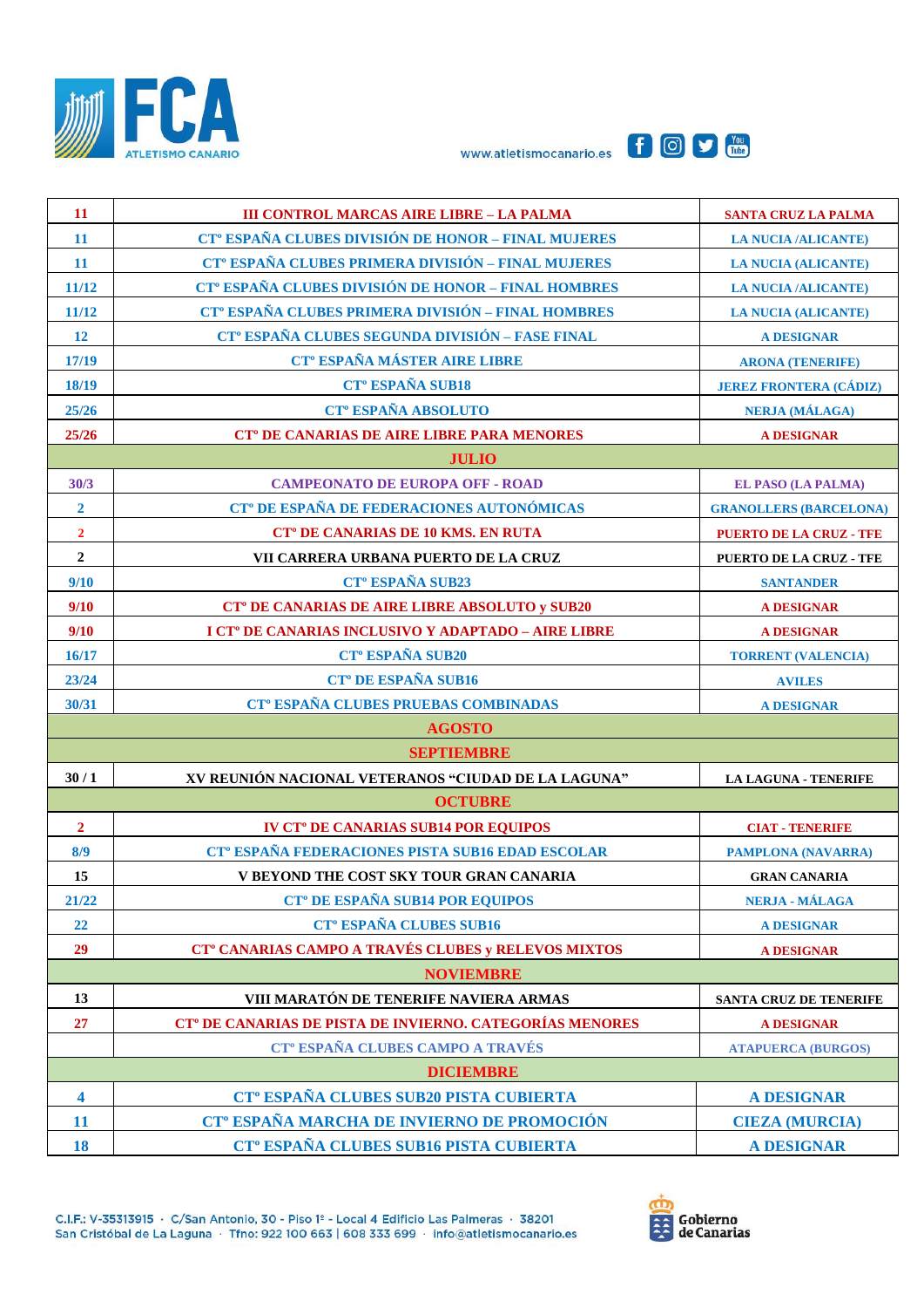| | | |
|---|---|---|
| 11 | III CONTROL MARCAS AIRE LIBRE – LA PALMA | SANTA CRUZ LA PALMA |
| 11 | CTº ESPAÑA CLUBES DIVISIÓN DE HONOR – FINAL MUJERES | LA NUCIA /ALICANTE) |
| 11 | CTº ESPAÑA CLUBES PRIMERA DIVISIÓN – FINAL MUJERES | LA NUCIA (ALICANTE) |
| 11/12 | CTº ESPAÑA CLUBES DIVISIÓN DE HONOR – FINAL HOMBRES | LA NUCIA /ALICANTE) |
| 11/12 | CTº ESPAÑA CLUBES PRIMERA DIVISIÓN – FINAL HOMBRES | LA NUCIA (ALICANTE) |
| 12 | CTº ESPAÑA CLUBES SEGUNDA DIVISIÓN – FASE FINAL | A DESIGNAR |
| 17/19 | CTº ESPAÑA MÁSTER AIRE LIBRE | ARONA (TENERIFE) |
| 18/19 | CTº ESPAÑA SUB18 | JEREZ FRONTERA (CÁDIZ) |
| 25/26 | CTº ESPAÑA ABSOLUTO | NERJA (MÁLAGA) |
| 25/26 | CTº DE CANARIAS DE AIRE LIBRE PARA MENORES | A DESIGNAR |
| | **JULIO** | |
| 30/3 | CAMPEONATO DE EUROPA OFF - ROAD | EL PASO (LA PALMA) |
| 2 | CTº DE ESPAÑA DE FEDERACIONES AUTONÓMICAS | GRANOLLERS (BARCELONA) |
| 2 | CTº DE CANARIAS DE 10 KMS. EN RUTA | PUERTO DE LA CRUZ - TFE |
| 2 | VII CARRERA URBANA PUERTO DE LA CRUZ | PUERTO DE LA CRUZ - TFE |
| 9/10 | CTº ESPAÑA SUB23 | SANTANDER |
| 9/10 | CTº DE CANARIAS DE AIRE LIBRE ABSOLUTO y SUB20 | A DESIGNAR |
| 9/10 | I CTº DE CANARIAS INCLUSIVO Y ADAPTADO – AIRE LIBRE | A DESIGNAR |
| 16/17 | CTº ESPAÑA SUB20 | TORRENT (VALENCIA) |
| 23/24 | CTº DE ESPAÑA SUB16 | AVILES |
| 30/31 | CTº ESPAÑA CLUBES PRUEBAS COMBINADAS | A DESIGNAR |
| | **AGOSTO** | |
| | **SEPTIEMBRE** | |
| 30 / 1 | XV REUNIÓN NACIONAL VETERANOS "CIUDAD DE LA LAGUNA" | LA LAGUNA - TENERIFE |
| | **OCTUBRE** | |
| 2 | IV CTº DE CANARIAS SUB14 POR EQUIPOS | CIAT - TENERIFE |
| 8/9 | CTº ESPAÑA FEDERACIONES PISTA SUB16 EDAD ESCOLAR | PAMPLONA (NAVARRA) |
| 15 | V BEYOND THE COST SKY TOUR GRAN CANARIA | GRAN CANARIA |
| 21/22 | CTº DE ESPAÑA SUB14 POR EQUIPOS | NERJA - MÁLAGA |
| 22 | CTº ESPAÑA CLUBES SUB16 | A DESIGNAR |
| 29 | CTº CANARIAS CAMPO A TRAVÉS CLUBES y RELEVOS MIXTOS | A DESIGNAR |
| | **NOVIEMBRE** | |
| 13 | VIII MARATÓN DE TENERIFE NAVIERA ARMAS | SANTA CRUZ DE TENERIFE |
| 27 | CTº DE CANARIAS DE PISTA DE INVIERNO. CATEGORÍAS MENORES | A DESIGNAR |
| | CTº ESPAÑA CLUBES CAMPO A TRAVÉS | ATAPUERCA (BURGOS) |
| | **DICIEMBRE** | |
| 4 | CTº ESPAÑA CLUBES SUB20 PISTA CUBIERTA | A DESIGNAR |
| 11 | CTº ESPAÑA MARCHA DE INVIERNO DE PROMOCIÓN | CIEZA (MURCIA) |
| 18 | CTº ESPAÑA CLUBES SUB16 PISTA CUBIERTA | A DESIGNAR |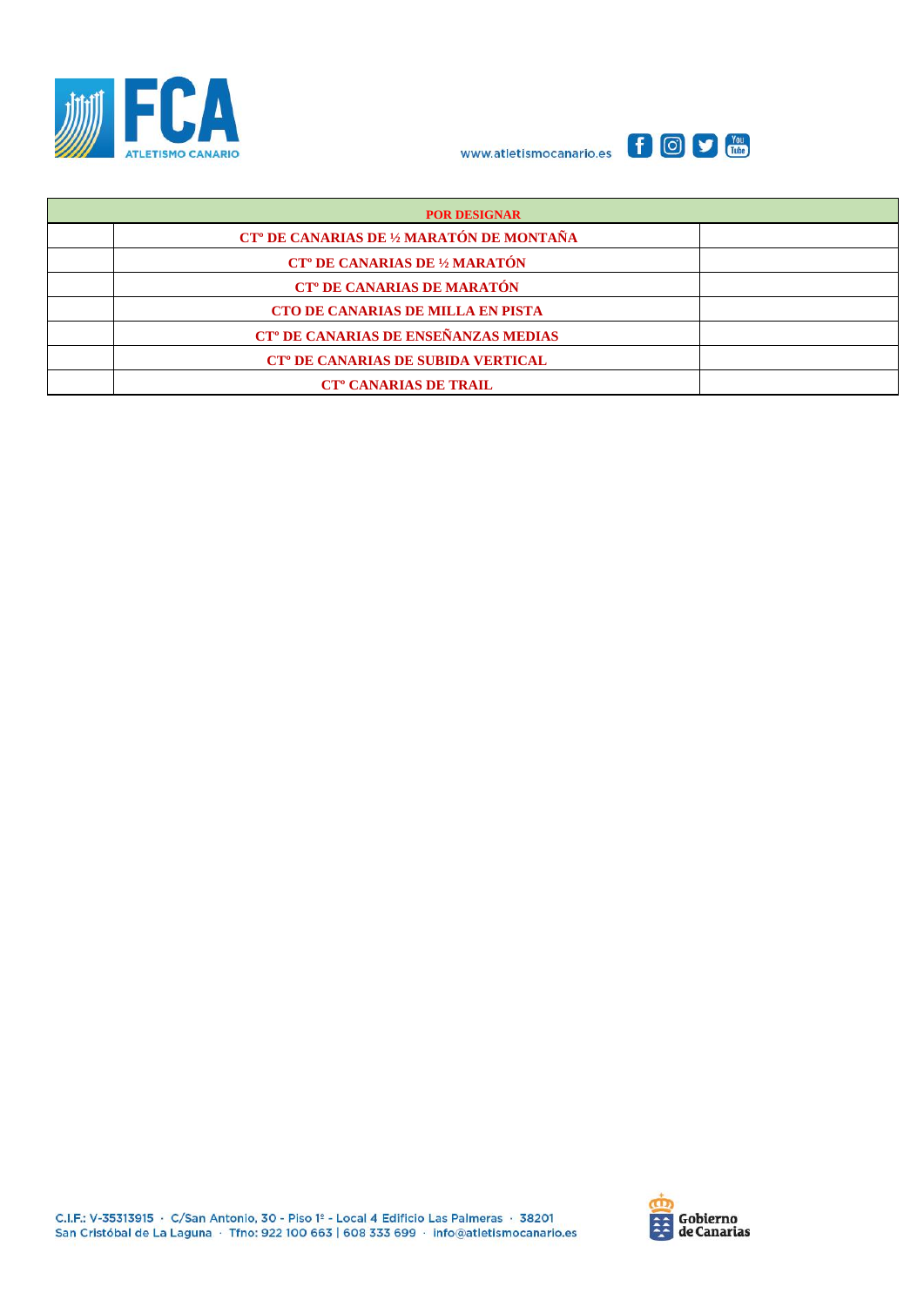| POR DESIGNAR | | |
|---|---|---|
| | CTº DE CANARIAS DE ½ MARATÓN DE MONTAÑA | |
| | CTº DE CANARIAS DE ½ MARATÓN | |
| | CTº DE CANARIAS DE MARATÓN | |
| | CTO DE CANARIAS DE MILLA EN PISTA | |
| | CTº DE CANARIAS DE ENSEÑANZAS MEDIAS | |
| | CTº DE CANARIAS DE SUBIDA VERTICAL | |
| | CTº CANARIAS DE TRAIL | |